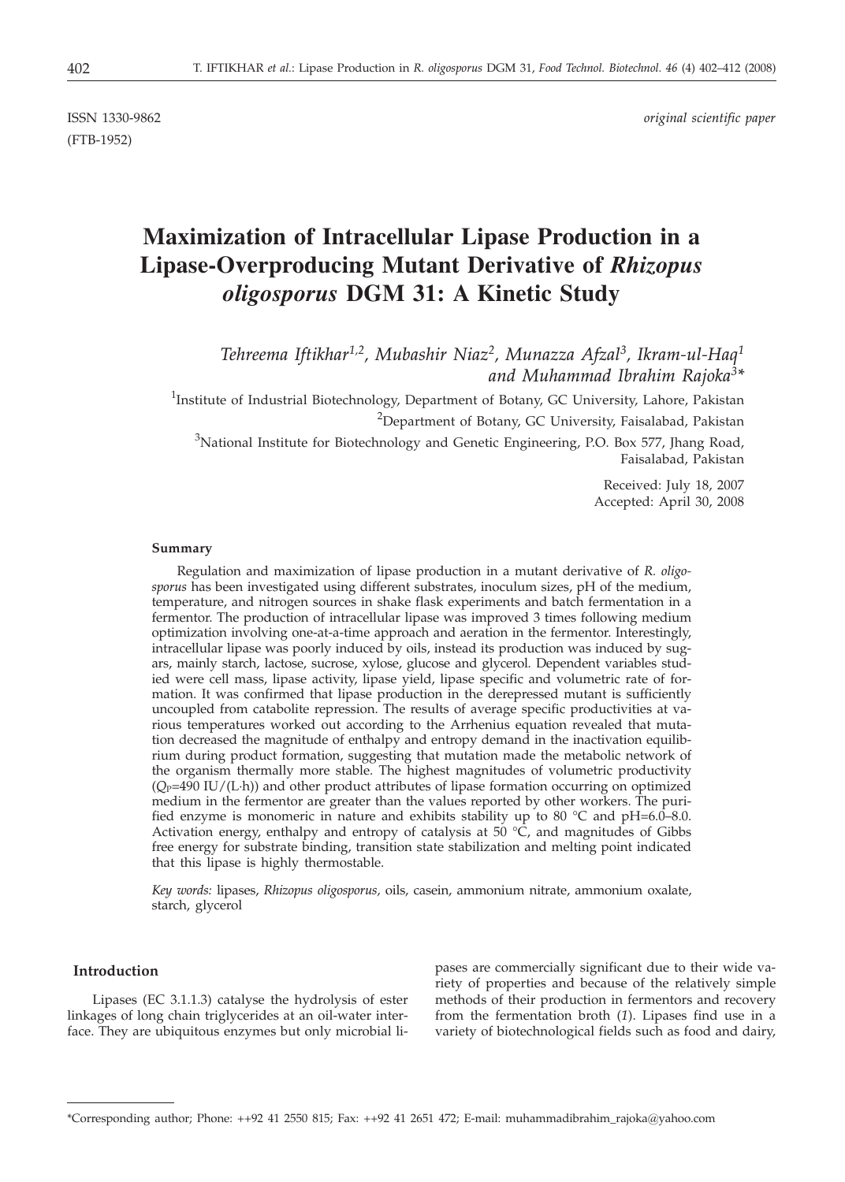ISSN 1330-9862 *original scientific paper*

(FTB-1952)

# Maximization of Intracellular Lipase Production in a Lipase-Overproducing Mutant Derivative of *Rhizopus oligosporus* DGM 31: A Kinetic Study

*Tehreema Iftikhar[1,2], Mubashir Niaz[2], Munazza Afzal[3], Ikram-ul-Haq[1] and Muhammad Ibrahim Rajoka[3]**

[1]Institute of Industrial Biotechnology, Department of Botany, GC University, Lahore, Pakistan

[2]Department of Botany, GC University, Faisalabad, Pakistan

[3]National Institute for Biotechnology and Genetic Engineering, P.O. Box 577, Jhang Road, Faisalabad, Pakistan

Received: July 18, 2007
Accepted: April 30, 2008

### Summary

Regulation and maximization of lipase production in a mutant derivative of *R. oligosporus* has been investigated using different substrates, inoculum sizes, pH of the medium, temperature, and nitrogen sources in shake flask experiments and batch fermentation in a fermentor. The production of intracellular lipase was improved 3 times following medium optimization involving one-at-a-time approach and aeration in the fermentor. Interestingly, intracellular lipase was poorly induced by oils, instead its production was induced by sugars, mainly starch, lactose, sucrose, xylose, glucose and glycerol. Dependent variables studied were cell mass, lipase activity, lipase yield, lipase specific and volumetric rate of formation. It was confirmed that lipase production in the derepressed mutant is sufficiently uncoupled from catabolite repression. The results of average specific productivities at various temperatures worked out according to the Arrhenius equation revealed that mutation decreased the magnitude of enthalpy and entropy demand in the inactivation equilibrium during product formation, suggesting that mutation made the metabolic network of the organism thermally more stable. The highest magnitudes of volumetric productivity ($Q_P$=490 IU/(L·h)) and other product attributes of lipase formation occurring on optimized medium in the fermentor are greater than the values reported by other workers. The purified enzyme is monomeric in nature and exhibits stability up to 80 °C and pH=6.0–8.0. Activation energy, enthalpy and entropy of catalysis at 50 °C, and magnitudes of Gibbs free energy for substrate binding, transition state stabilization and melting point indicated that this lipase is highly thermostable.

*Key words:* lipases, *Rhizopus oligosporus*, oils, casein, ammonium nitrate, ammonium oxalate, starch, glycerol

## Introduction

Lipases (EC 3.1.1.3) catalyse the hydrolysis of ester linkages of long chain triglycerides at an oil-water interface. They are ubiquitous enzymes but only microbial lipases are commercially significant due to their wide variety of properties and because of the relatively simple methods of their production in fermentors and recovery from the fermentation broth (*1*). Lipases find use in a variety of biotechnological fields such as food and dairy,

*Corresponding author; Phone: ++92 41 2550 815; Fax: ++92 41 2651 472; E-mail: muhammadibrahim_rajoka@yahoo.com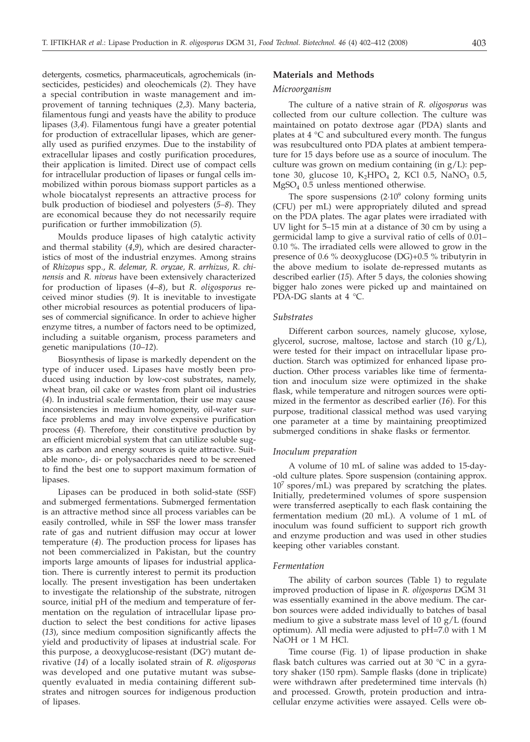detergents, cosmetics, pharmaceuticals, agrochemicals (insecticides, pesticides) and oleochemicals (*2*). They have a special contribution in waste management and improvement of tanning techniques (*2,3*). Many bacteria, filamentous fungi and yeasts have the ability to produce lipases (*3,4*). Filamentous fungi have a greater potential for production of extracellular lipases, which are generally used as purified enzymes. Due to the instability of extracellular lipases and costly purification procedures, their application is limited. Direct use of compact cells for intracellular production of lipases or fungal cells immobilized within porous biomass support particles as a whole biocatalyst represents an attractive process for bulk production of biodiesel and polyesters (*5–8*). They are economical because they do not necessarily require purification or further immobilization (*5*).

Moulds produce lipases of high catalytic activity and thermal stability (*4,9*), which are desired characteristics of most of the industrial enzymes. Among strains of *Rhizopus* spp., *R. delemar, R. oryzae, R. arrhizus, R. chinensis* and *R. niveus* have been extensively characterized for production of lipases (*4–8*), but *R. oligosporus* received minor studies (*9*). It is inevitable to investigate other microbial resources as potential producers of lipases of commercial significance. In order to achieve higher enzyme titres, a number of factors need to be optimized, including a suitable organism, process parameters and genetic manipulations (*10–12*).

Biosynthesis of lipase is markedly dependent on the type of inducer used. Lipases have mostly been produced using induction by low-cost substrates, namely, wheat bran, oil cake or wastes from plant oil industries (*4*). In industrial scale fermentation, their use may cause inconsistencies in medium homogeneity, oil-water surface problems and may involve expensive purification process (*4*). Therefore, their constitutive production by an efficient microbial system that can utilize soluble sugars as carbon and energy sources is quite attractive. Suitable mono-, di- or polysaccharides need to be screened to find the best one to support maximum formation of lipases.

Lipases can be produced in both solid-state (SSF) and submerged fermentations. Submerged fermentation is an attractive method since all process variables can be easily controlled, while in SSF the lower mass transfer rate of gas and nutrient diffusion may occur at lower temperature (*4*). The production process for lipases has not been commercialized in Pakistan, but the country imports large amounts of lipases for industrial application. There is currently interest to permit its production locally. The present investigation has been undertaken to investigate the relationship of the substrate, nitrogen source, initial pH of the medium and temperature of fermentation on the regulation of intracellular lipase production to select the best conditions for active lipases (*13*), since medium composition significantly affects the yield and productivity of lipases at industrial scale. For this purpose, a deoxyglucose-resistant (DG$^r$) mutant derivative (*14*) of a locally isolated strain of *R. oligosporus* was developed and one putative mutant was subsequently evaluated in media containing different substrates and nitrogen sources for indigenous production of lipases.

## Materials and Methods

### *Microorganism*

The culture of a native strain of *R. oligosporus* was collected from our culture collection. The culture was maintained on potato dextrose agar (PDA) slants and plates at 4 °C and subcultured every month. The fungus was resubcultured onto PDA plates at ambient temperature for 15 days before use as a source of inoculum. The culture was grown on medium containing (in g/L): peptone 30, glucose 10, $K_2HPO_4$ 2, KCl 0.5, $NaNO_3$ 0.5, $MgSO_4$ 0.5 unless mentioned otherwise.

The spore suspensions ($2\cdot10^9$ colony forming units (CFU) per mL) were appropriately diluted and spread on the PDA plates. The agar plates were irradiated with UV light for 5–15 min at a distance of 30 cm by using a germicidal lamp to give a survival ratio of cells of 0.01–0.10 %. The irradiated cells were allowed to grow in the presence of 0.6 % deoxyglucose (DG)+0.5 % tributyrin in the above medium to isolate de-repressed mutants as described earlier (*15*). After 5 days, the colonies showing bigger halo zones were picked up and maintained on PDA-DG slants at 4 °C.

### *Substrates*

Different carbon sources, namely glucose, xylose, glycerol, sucrose, maltose, lactose and starch (10 g/L), were tested for their impact on intracellular lipase production. Starch was optimized for enhanced lipase production. Other process variables like time of fermentation and inoculum size were optimized in the shake flask, while temperature and nitrogen sources were optimized in the fermentor as described earlier (*16*). For this purpose, traditional classical method was used varying one parameter at a time by maintaining preoptimized submerged conditions in shake flasks or fermentor.

### *Inoculum preparation*

A volume of 10 mL of saline was added to 15-day-old culture plates. Spore suspension (containing approx. $10^7$ spores/mL) was prepared by scratching the plates. Initially, predetermined volumes of spore suspension were transferred aseptically to each flask containing the fermentation medium (20 mL). A volume of 1 mL of inoculum was found sufficient to support rich growth and enzyme production and was used in other studies keeping other variables constant.

### *Fermentation*

The ability of carbon sources (Table 1) to regulate improved production of lipase in *R. oligosporus* DGM 31 was essentially examined in the above medium. The carbon sources were added individually to batches of basal medium to give a substrate mass level of 10 g/L (found optimum). All media were adjusted to pH=7.0 with 1 M NaOH or 1 M HCl.

Time course (Fig. 1) of lipase production in shake flask batch cultures was carried out at 30 °C in a gyratory shaker (150 rpm). Sample flasks (done in triplicate) were withdrawn after predetermined time intervals (h) and processed. Growth, protein production and intracellular enzyme activities were assayed. Cells were ob-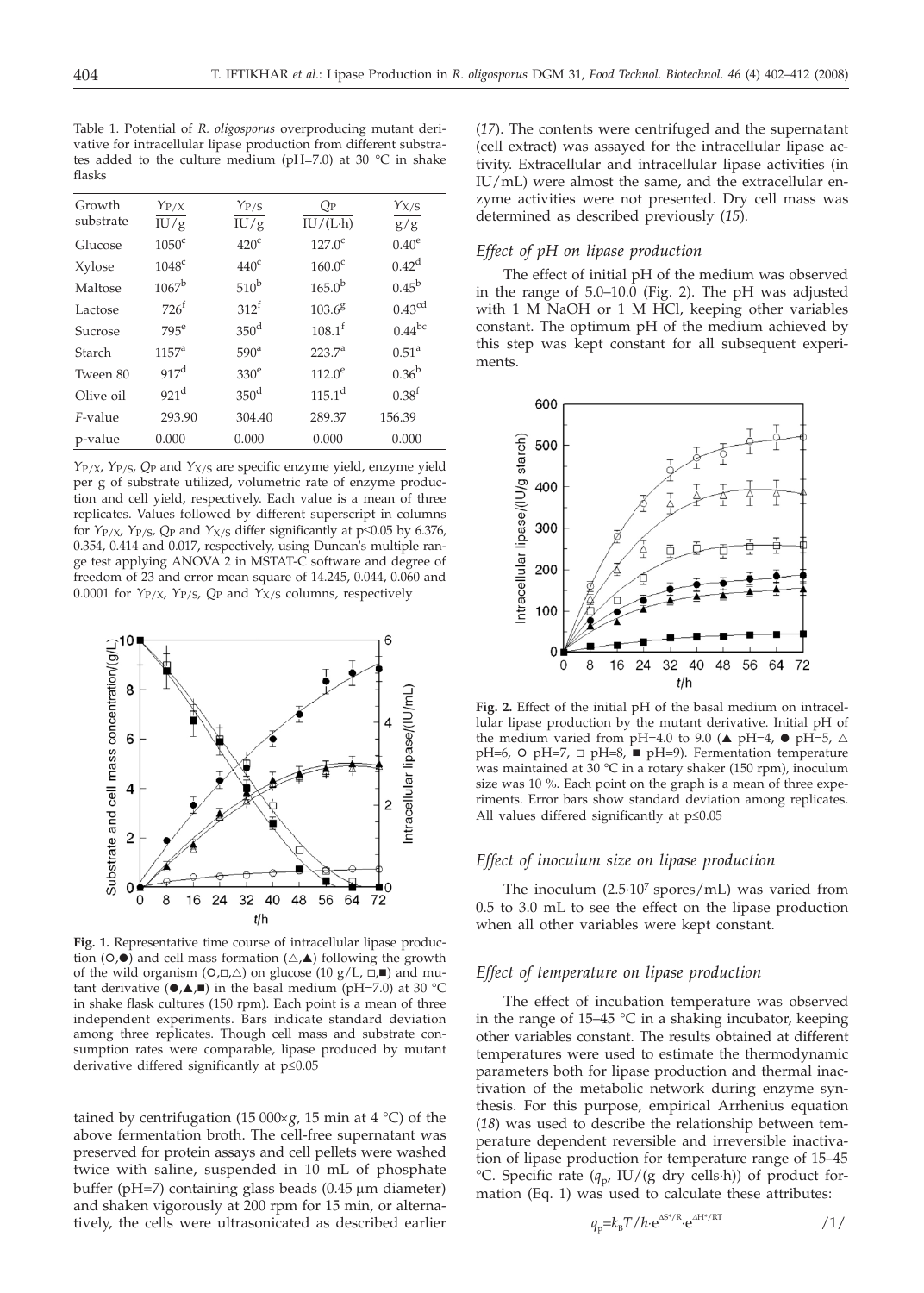Table 1. Potential of *R. oligosporus* overproducing mutant derivative for intracellular lipase production from different substrates added to the culture medium (pH=7.0) at 30 °C in shake flasks

| Growth substrate | $Y_{P/X}$ IU/g | $Y_{P/S}$ IU/g | $Q_P$ IU/(L·h) | $Y_{X/S}$ g/g |
|---|---|---|---|---|
| Glucose | 1050[c] | 420[c] | 127.0[c] | 0.40[e] |
| Xylose | 1048[c] | 440[c] | 160.0[c] | 0.42[d] |
| Maltose | 1067[b] | 510[b] | 165.0[b] | 0.45[b] |
| Lactose | 726[f] | 312[f] | 103.6[g] | 0.43[cd] |
| Sucrose | 795[e] | 350[d] | 108.1[f] | 0.44[bc] |
| Starch | 1157[a] | 590[a] | 223.7[a] | 0.51[a] |
| Tween 80 | 917[d] | 330[e] | 112.0[e] | 0.36[b] |
| Olive oil | 921[d] | 350[d] | 115.1[d] | 0.38[f] |
| *F*-value | 293.90 | 304.40 | 289.37 | 156.39 |
| p-value | 0.000 | 0.000 | 0.000 | 0.000 |

$Y_{P/X}$, $Y_{P/S}$, $Q_P$ and $Y_{X/S}$ are specific enzyme yield, enzyme yield per g of substrate utilized, volumetric rate of enzyme production and cell yield, respectively. Each value is a mean of three replicates. Values followed by different superscript in columns for $Y_{P/X}$, $Y_{P/S}$, $Q_P$ and $Y_{X/S}$ differ significantly at p≤0.05 by 6.376, 0.354, 0.414 and 0.017, respectively, using Duncan's multiple range test applying ANOVA 2 in MSTAT-C software and degree of freedom of 23 and error mean square of 14.245, 0.044, 0.060 and 0.0001 for $Y_{P/X}$, $Y_{P/S}$, $Q_P$ and $Y_{X/S}$ columns, respectively

**Fig. 1.** Representative time course of intracellular lipase production (○,●) and cell mass formation (△,▲) following the growth of the wild organism (○,□,△) on glucose (10 g/L, □,■) and mutant derivative (●,▲,■) in the basal medium (pH=7.0) at 30 °C in shake flask cultures (150 rpm). Each point is a mean of three independent experiments. Bars indicate standard deviation among three replicates. Though cell mass and substrate consumption rates were comparable, lipase produced by mutant derivative differed significantly at p≤0.05

tained by centrifugation (15 000×*g*, 15 min at 4 °C) of the above fermentation broth. The cell-free supernatant was preserved for protein assays and cell pellets were washed twice with saline, suspended in 10 mL of phosphate buffer (pH=7) containing glass beads (0.45 μm diameter) and shaken vigorously at 200 rpm for 15 min, or alternatively, the cells were ultrasonicated as described earlier (*17*). The contents were centrifuged and the supernatant (cell extract) was assayed for the intracellular lipase activity. Extracellular and intracellular lipase activities (in IU/mL) were almost the same, and the extracellular enzyme activities were not presented. Dry cell mass was determined as described previously (*15*).

### *Effect of pH on lipase production*

The effect of initial pH of the medium was observed in the range of 5.0–10.0 (Fig. 2). The pH was adjusted with 1 M NaOH or 1 M HCl, keeping other variables constant. The optimum pH of the medium achieved by this step was kept constant for all subsequent experiments.

**Fig. 2.** Effect of the initial pH of the basal medium on intracellular lipase production by the mutant derivative. Initial pH of the medium varied from pH=4.0 to 9.0 (▲ pH=4, ● pH=5, △ pH=6, ○ pH=7, □ pH=8, ■ pH=9). Fermentation temperature was maintained at 30 °C in a rotary shaker (150 rpm), inoculum size was 10 %. Each point on the graph is a mean of three experiments. Error bars show standard deviation among replicates. All values differed significantly at p≤0.05

### *Effect of inoculum size on lipase production*

The inoculum ($2.5\cdot10^{7}$ spores/mL) was varied from 0.5 to 3.0 mL to see the effect on the lipase production when all other variables were kept constant.

### *Effect of temperature on lipase production*

The effect of incubation temperature was observed in the range of 15–45 °C in a shaking incubator, keeping other variables constant. The results obtained at different temperatures were used to estimate the thermodynamic parameters both for lipase production and thermal inactivation of the metabolic network during enzyme synthesis. For this purpose, empirical Arrhenius equation (*18*) was used to describe the relationship between temperature dependent reversible and irreversible inactivation of lipase production for temperature range of 15–45 °C. Specific rate ($q_p$, IU/(g dry cells·h)) of product formation (Eq. 1) was used to calculate these attributes:

$$q_p = k_B T/h \cdot e^{\Delta S^*/R} \cdot e^{\Delta H^*/RT} \qquad /1/$$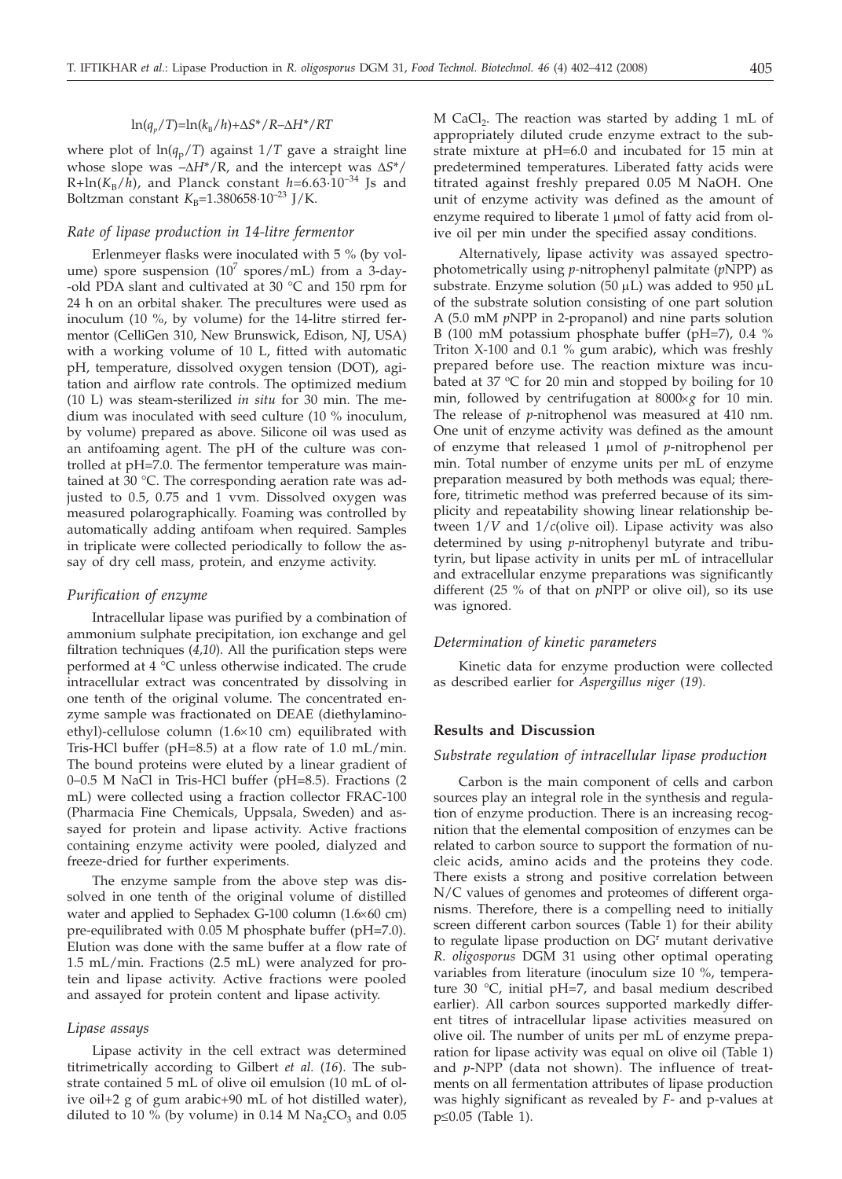$$\ln(q_p/T)=\ln(k_B/h)+\Delta S^*/R-\Delta H^*/RT$$

where plot of $\ln(q_p/T)$ against $1/T$ gave a straight line whose slope was $-\Delta H^*/R$, and the intercept was $\Delta S^*/R+\ln(K_B/h)$, and Planck constant $h=6.63\cdot10^{-34}$ Js and Boltzman constant $K_B=1.380658\cdot10^{-23}$ J/K.

### Rate of lipase production in 14-litre fermentor

Erlenmeyer flasks were inoculated with 5 % (by volume) spore suspension ($10^7$ spores/mL) from a 3-day-old PDA slant and cultivated at 30 °C and 150 rpm for 24 h on an orbital shaker. The precultures were used as inoculum (10 %, by volume) for the 14-litre stirred fermentor (CelliGen 310, New Brunswick, Edison, NJ, USA) with a working volume of 10 L, fitted with automatic pH, temperature, dissolved oxygen tension (DOT), agitation and airflow rate controls. The optimized medium (10 L) was steam-sterilized *in situ* for 30 min. The medium was inoculated with seed culture (10 % inoculum, by volume) prepared as above. Silicone oil was used as an antifoaming agent. The pH of the culture was controlled at pH=7.0. The fermentor temperature was maintained at 30 °C. The corresponding aeration rate was adjusted to 0.5, 0.75 and 1 vvm. Dissolved oxygen was measured polarographically. Foaming was controlled by automatically adding antifoam when required. Samples in triplicate were collected periodically to follow the assay of dry cell mass, protein, and enzyme activity.

### Purification of enzyme

Intracellular lipase was purified by a combination of ammonium sulphate precipitation, ion exchange and gel filtration techniques (*4,10*). All the purification steps were performed at 4 °C unless otherwise indicated. The crude intracellular extract was concentrated by dissolving in one tenth of the original volume. The concentrated enzyme sample was fractionated on DEAE (diethylaminoethyl)-cellulose column (1.6×10 cm) equilibrated with Tris-HCl buffer (pH=8.5) at a flow rate of 1.0 mL/min. The bound proteins were eluted by a linear gradient of 0–0.5 M NaCl in Tris-HCl buffer (pH=8.5). Fractions (2 mL) were collected using a fraction collector FRAC-100 (Pharmacia Fine Chemicals, Uppsala, Sweden) and assayed for protein and lipase activity. Active fractions containing enzyme activity were pooled, dialyzed and freeze-dried for further experiments.

The enzyme sample from the above step was dissolved in one tenth of the original volume of distilled water and applied to Sephadex G-100 column (1.6×60 cm) pre-equilibrated with 0.05 M phosphate buffer (pH=7.0). Elution was done with the same buffer at a flow rate of 1.5 mL/min. Fractions (2.5 mL) were analyzed for protein and lipase activity. Active fractions were pooled and assayed for protein content and lipase activity.

### Lipase assays

Lipase activity in the cell extract was determined titrimetrically according to Gilbert *et al.* (*16*). The substrate contained 5 mL of olive oil emulsion (10 mL of olive oil+2 g of gum arabic+90 mL of hot distilled water), diluted to 10 % (by volume) in 0.14 M $Na_2CO_3$ and 0.05 M $CaCl_2$. The reaction was started by adding 1 mL of appropriately diluted crude enzyme extract to the substrate mixture at pH=6.0 and incubated for 15 min at predetermined temperatures. Liberated fatty acids were titrated against freshly prepared 0.05 M NaOH. One unit of enzyme activity was defined as the amount of enzyme required to liberate 1 μmol of fatty acid from olive oil per min under the specified assay conditions.

Alternatively, lipase activity was assayed spectrophotometrically using *p*-nitrophenyl palmitate (*p*NPP) as substrate. Enzyme solution (50 μL) was added to 950 μL of the substrate solution consisting of one part solution A (5.0 mM *p*NPP in 2-propanol) and nine parts solution B (100 mM potassium phosphate buffer (pH=7), 0.4 % Triton X-100 and 0.1 % gum arabic), which was freshly prepared before use. The reaction mixture was incubated at 37 °C for 20 min and stopped by boiling for 10 min, followed by centrifugation at 8000×*g* for 10 min. The release of *p*-nitrophenol was measured at 410 nm. One unit of enzyme activity was defined as the amount of enzyme that released 1 μmol of *p*-nitrophenol per min. Total number of enzyme units per mL of enzyme preparation measured by both methods was equal; therefore, titrimetic method was preferred because of its simplicity and repeatability showing linear relationship between $1/V$ and $1/c$(olive oil). Lipase activity was also determined by using *p*-nitrophenyl butyrate and tributyrin, but lipase activity in units per mL of intracellular and extracellular enzyme preparations was significantly different (25 % of that on *p*NPP or olive oil), so its use was ignored.

### Determination of kinetic parameters

Kinetic data for enzyme production were collected as described earlier for *Aspergillus niger* (*19*).

## Results and Discussion

### Substrate regulation of intracellular lipase production

Carbon is the main component of cells and carbon sources play an integral role in the synthesis and regulation of enzyme production. There is an increasing recognition that the elemental composition of enzymes can be related to carbon source to support the formation of nucleic acids, amino acids and the proteins they code. There exists a strong and positive correlation between N/C values of genomes and proteomes of different organisms. Therefore, there is a compelling need to initially screen different carbon sources (Table 1) for their ability to regulate lipase production on DG$^r$ mutant derivative *R. oligosporus* DGM 31 using other optimal operating variables from literature (inoculum size 10 %, temperature 30 °C, initial pH=7, and basal medium described earlier). All carbon sources supported markedly different titres of intracellular lipase activities measured on olive oil. The number of units per mL of enzyme preparation for lipase activity was equal on olive oil (Table 1) and *p*-NPP (data not shown). The influence of treatments on all fermentation attributes of lipase production was highly significant as revealed by *F*- and p-values at $p\leq0.05$ (Table 1).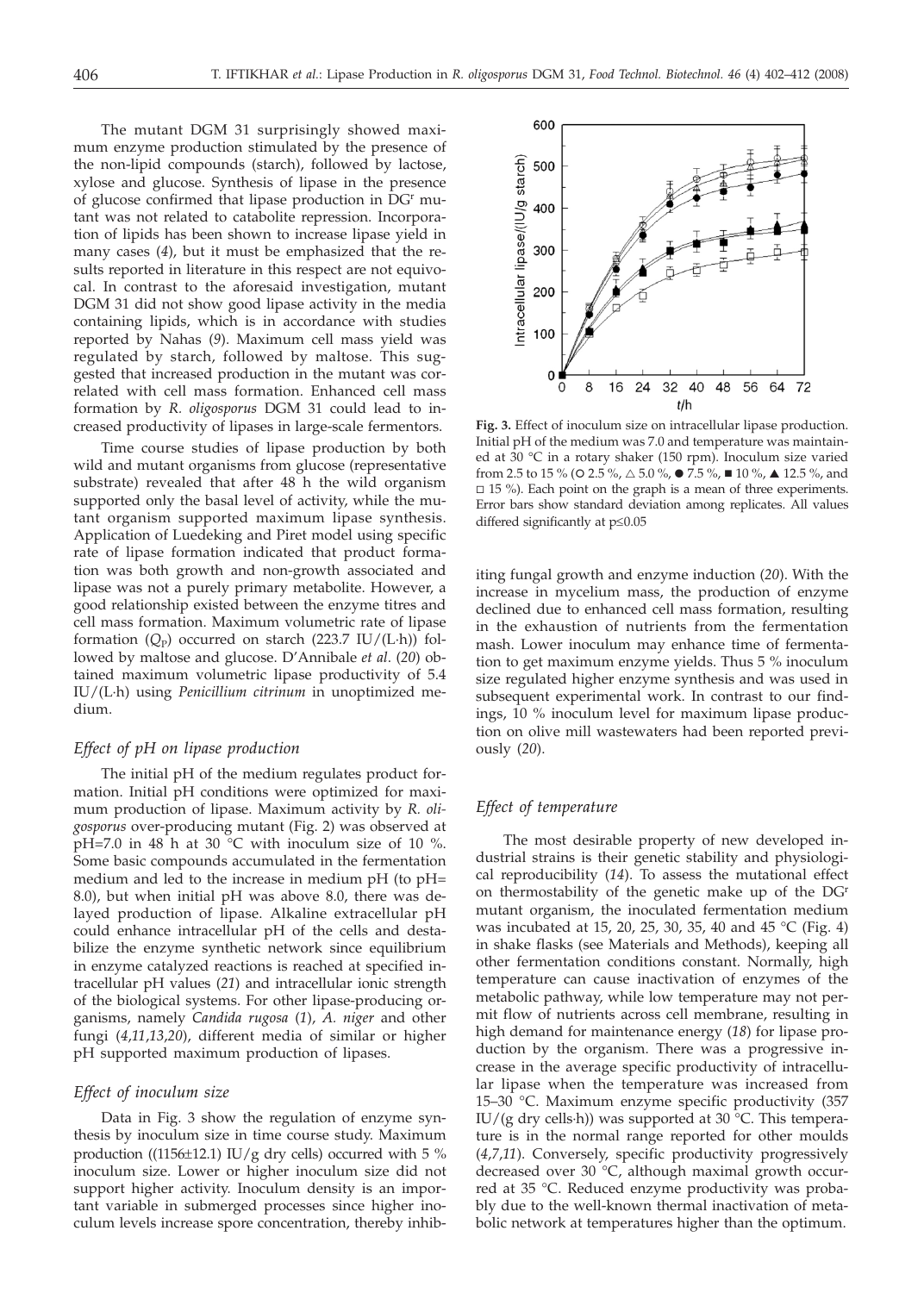The mutant DGM 31 surprisingly showed maximum enzyme production stimulated by the presence of the non-lipid compounds (starch), followed by lactose, xylose and glucose. Synthesis of lipase in the presence of glucose confirmed that lipase production in DG$^r$ mutant was not related to catabolite repression. Incorporation of lipids has been shown to increase lipase yield in many cases (*4*), but it must be emphasized that the results reported in literature in this respect are not equivocal. In contrast to the aforesaid investigation, mutant DGM 31 did not show good lipase activity in the media containing lipids, which is in accordance with studies reported by Nahas (*9*). Maximum cell mass yield was regulated by starch, followed by maltose. This suggested that increased production in the mutant was correlated with cell mass formation. Enhanced cell mass formation by *R. oligosporus* DGM 31 could lead to increased productivity of lipases in large-scale fermentors.

Time course studies of lipase production by both wild and mutant organisms from glucose (representative substrate) revealed that after 48 h the wild organism supported only the basal level of activity, while the mutant organism supported maximum lipase synthesis. Application of Luedeking and Piret model using specific rate of lipase formation indicated that product formation was both growth and non-growth associated and lipase was not a purely primary metabolite. However, a good relationship existed between the enzyme titres and cell mass formation. Maximum volumetric rate of lipase formation ($Q_P$) occurred on starch (223.7 IU/(L·h)) followed by maltose and glucose. D'Annibale *et al.* (*20*) obtained maximum volumetric lipase productivity of 5.4 IU/(L·h) using *Penicillium citrinum* in unoptimized medium.

### *Effect of pH on lipase production*

The initial pH of the medium regulates product formation. Initial pH conditions were optimized for maximum production of lipase. Maximum activity by *R. oligosporus* over-producing mutant (Fig. 2) was observed at pH=7.0 in 48 h at 30 °C with inoculum size of 10 %. Some basic compounds accumulated in the fermentation medium and led to the increase in medium pH (to pH=8.0), but when initial pH was above 8.0, there was delayed production of lipase. Alkaline extracellular pH could enhance intracellular pH of the cells and destabilize the enzyme synthetic network since equilibrium in enzyme catalyzed reactions is reached at specified intracellular pH values (*21*) and intracellular ionic strength of the biological systems. For other lipase-producing organisms, namely *Candida rugosa* (*1*), *A. niger* and other fungi (*4,11,13,20*), different media of similar or higher pH supported maximum production of lipases.

### *Effect of inoculum size*

Data in Fig. 3 show the regulation of enzyme synthesis by inoculum size in time course study. Maximum production ((1156±12.1) IU/g dry cells) occurred with 5 % inoculum size. Lower or higher inoculum size did not support higher activity. Inoculum density is an important variable in submerged processes since higher inoculum levels increase spore concentration, thereby inhibiting fungal growth and enzyme induction (*20*). With the increase in mycelium mass, the production of enzyme declined due to enhanced cell mass formation, resulting in the exhaustion of nutrients from the fermentation mash. Lower inoculum may enhance time of fermentation to get maximum enzyme yields. Thus 5 % inoculum size regulated higher enzyme synthesis and was used in subsequent experimental work. In contrast to our findings, 10 % inoculum level for maximum lipase production on olive mill wastewaters had been reported previously (*20*).

**Fig. 3.** Effect of inoculum size on intracellular lipase production. Initial pH of the medium was 7.0 and temperature was maintained at 30 °C in a rotary shaker (150 rpm). Inoculum size varied from 2.5 to 15 % (○ 2.5 %, △ 5.0 %, ● 7.5 %, ■ 10 %, ▲ 12.5 %, and □ 15 %). Each point on the graph is a mean of three experiments. Error bars show standard deviation among replicates. All values differed significantly at p≤0.05

### *Effect of temperature*

The most desirable property of new developed industrial strains is their genetic stability and physiological reproducibility (*14*). To assess the mutational effect on thermostability of the genetic make up of the DG$^r$ mutant organism, the inoculated fermentation medium was incubated at 15, 20, 25, 30, 35, 40 and 45 °C (Fig. 4) in shake flasks (see Materials and Methods), keeping all other fermentation conditions constant. Normally, high temperature can cause inactivation of enzymes of the metabolic pathway, while low temperature may not permit flow of nutrients across cell membrane, resulting in high demand for maintenance energy (*18*) for lipase production by the organism. There was a progressive increase in the average specific productivity of intracellular lipase when the temperature was increased from 15–30 °C. Maximum enzyme specific productivity (357 IU/(g dry cells·h)) was supported at 30 °C. This temperature is in the normal range reported for other moulds (*4,7,11*). Conversely, specific productivity progressively decreased over 30 °C, although maximal growth occurred at 35 °C. Reduced enzyme productivity was probably due to the well-known thermal inactivation of metabolic network at temperatures higher than the optimum.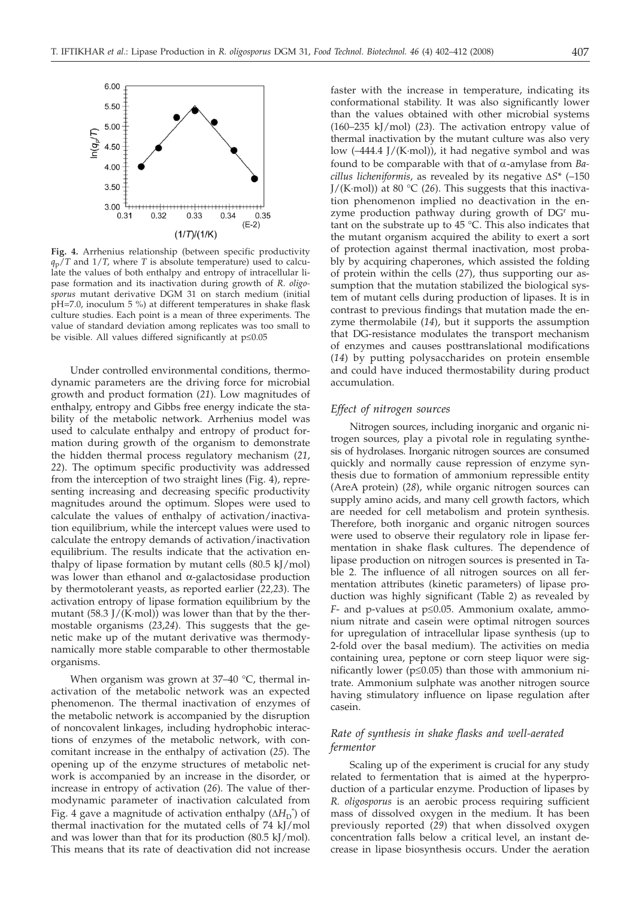**Fig. 4.** Arrhenius relationship (between specific productivity $q_p/T$ and $1/T$, where $T$ is absolute temperature) used to calculate the values of both enthalpy and entropy of intracellular lipase formation and its inactivation during growth of *R. oligosporus* mutant derivative DGM 31 on starch medium (initial pH=7.0, inoculum 5 %) at different temperatures in shake flask culture studies. Each point is a mean of three experiments. The value of standard deviation among replicates was too small to be visible. All values differed significantly at p≤0.05

Under controlled environmental conditions, thermodynamic parameters are the driving force for microbial growth and product formation (*21*). Low magnitudes of enthalpy, entropy and Gibbs free energy indicate the stability of the metabolic network. Arrhenius model was used to calculate enthalpy and entropy of product formation during growth of the organism to demonstrate the hidden thermal process regulatory mechanism (*21, 22*). The optimum specific productivity was addressed from the interception of two straight lines (Fig. 4), representing increasing and decreasing specific productivity magnitudes around the optimum. Slopes were used to calculate the values of enthalpy of activation/inactivation equilibrium, while the intercept values were used to calculate the entropy demands of activation/inactivation equilibrium. The results indicate that the activation enthalpy of lipase formation by mutant cells (80.5 kJ/mol) was lower than ethanol and α-galactosidase production by thermotolerant yeasts, as reported earlier (*22,23*). The activation entropy of lipase formation equilibrium by the mutant (58.3 J/(K·mol)) was lower than that by the thermostable organisms (*23,24*). This suggests that the genetic make up of the mutant derivative was thermodynamically more stable comparable to other thermostable organisms.

When organism was grown at 37–40 °C, thermal inactivation of the metabolic network was an expected phenomenon. The thermal inactivation of enzymes of the metabolic network is accompanied by the disruption of noncovalent linkages, including hydrophobic interactions of enzymes of the metabolic network, with concomitant increase in the enthalpy of activation (*25*). The opening up of the enzyme structures of metabolic network is accompanied by an increase in the disorder, or increase in entropy of activation (*26*). The value of thermodynamic parameter of inactivation calculated from Fig. 4 gave a magnitude of activation enthalpy ($\Delta H_D^*$) of thermal inactivation for the mutated cells of 74 kJ/mol and was lower than that for its production (80.5 kJ/mol). This means that its rate of deactivation did not increase faster with the increase in temperature, indicating its conformational stability. It was also significantly lower than the values obtained with other microbial systems (160–235 kJ/mol) (*23*). The activation entropy value of thermal inactivation by the mutant culture was also very low (–444.4 J/(K·mol)), it had negative symbol and was found to be comparable with that of α-amylase from *Bacillus licheniformis*, as revealed by its negative $\Delta S^*$ (–150 J/(K·mol)) at 80 °C (*26*). This suggests that this inactivation phenomenon implied no deactivation in the enzyme production pathway during growth of DG$^r$ mutant on the substrate up to 45 °C. This also indicates that the mutant organism acquired the ability to exert a sort of protection against thermal inactivation, most probably by acquiring chaperones, which assisted the folding of protein within the cells (*27*), thus supporting our assumption that the mutation stabilized the biological system of mutant cells during production of lipases. It is in contrast to previous findings that mutation made the enzyme thermolabile (*14*), but it supports the assumption that DG-resistance modulates the transport mechanism of enzymes and causes posttranslational modifications (*14*) by putting polysaccharides on protein ensemble and could have induced thermostability during product accumulation.

### *Effect of nitrogen sources*

Nitrogen sources, including inorganic and organic nitrogen sources, play a pivotal role in regulating synthesis of hydrolases. Inorganic nitrogen sources are consumed quickly and normally cause repression of enzyme synthesis due to formation of ammonium repressible entity (AreA protein) (*28*), while organic nitrogen sources can supply amino acids, and many cell growth factors, which are needed for cell metabolism and protein synthesis. Therefore, both inorganic and organic nitrogen sources were used to observe their regulatory role in lipase fermentation in shake flask cultures. The dependence of lipase production on nitrogen sources is presented in Table 2. The influence of all nitrogen sources on all fermentation attributes (kinetic parameters) of lipase production was highly significant (Table 2) as revealed by *F*- and p-values at p≤0.05. Ammonium oxalate, ammonium nitrate and casein were optimal nitrogen sources for upregulation of intracellular lipase synthesis (up to 2-fold over the basal medium). The activities on media containing urea, peptone or corn steep liquor were significantly lower (p≤0.05) than those with ammonium nitrate. Ammonium sulphate was another nitrogen source having stimulatory influence on lipase regulation after casein.

### *Rate of synthesis in shake flasks and well-aerated fermentor*

Scaling up of the experiment is crucial for any study related to fermentation that is aimed at the hyperproduction of a particular enzyme. Production of lipases by *R. oligosporus* is an aerobic process requiring sufficient mass of dissolved oxygen in the medium. It has been previously reported (*29*) that when dissolved oxygen concentration falls below a critical level, an instant decrease in lipase biosynthesis occurs. Under the aeration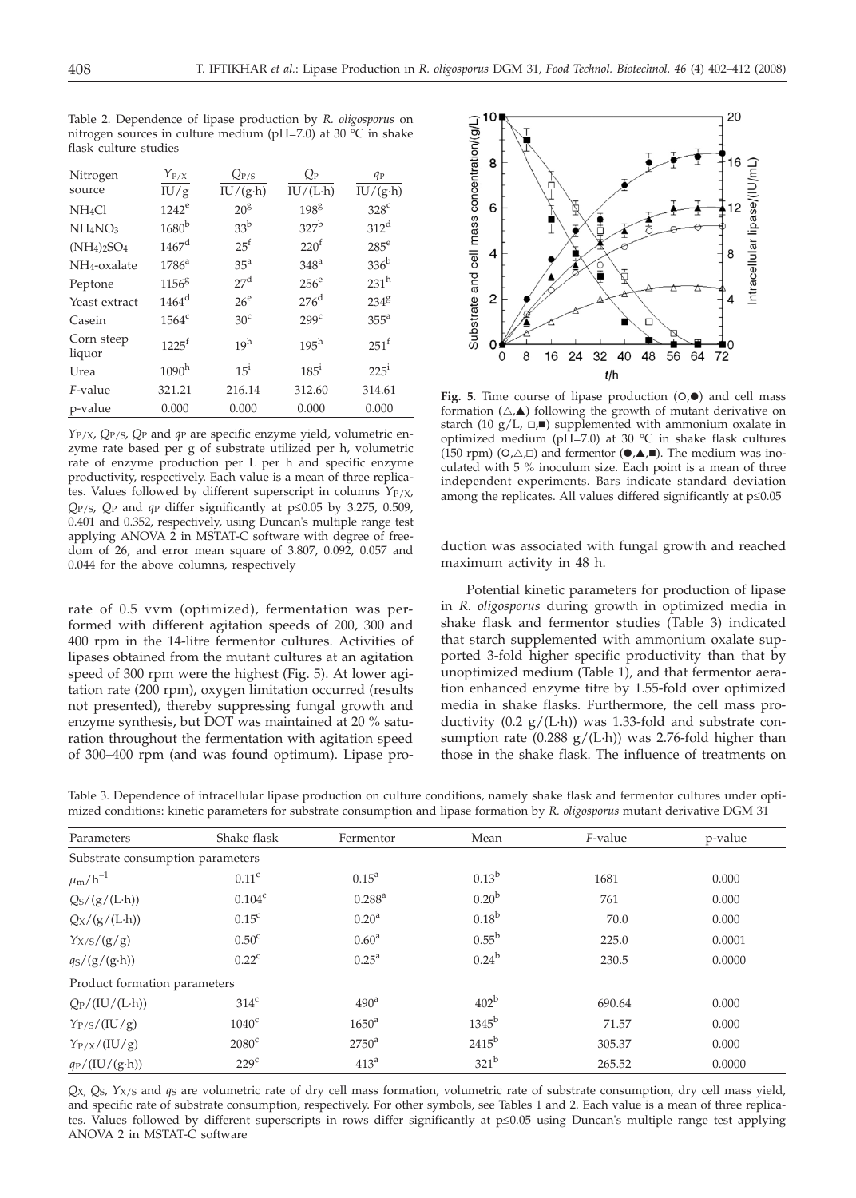Table 2. Dependence of lipase production by *R. oligosporus* on nitrogen sources in culture medium (pH=7.0) at 30 °C in shake flask culture studies

| Nitrogen source | $Y_{P/X}$ / IU/g | $Q_{P/S}$ / IU/(g·h) | $Q_P$ / IU/(L·h) | $q_P$ / IU/(g·h) |
|---|---|---|---|---|
| $NH_4Cl$ | $1242^e$ | $20^g$ | $198^g$ | $328^c$ |
| $NH_4NO_3$ | $1680^b$ | $33^b$ | $327^b$ | $312^d$ |
| $(NH_4)_2SO_4$ | $1467^d$ | $25^f$ | $220^f$ | $285^e$ |
| $NH_4$-oxalate | $1786^a$ | $35^a$ | $348^a$ | $336^b$ |
| Peptone | $1156^g$ | $27^d$ | $256^e$ | $231^h$ |
| Yeast extract | $1464^d$ | $26^e$ | $276^d$ | $234^g$ |
| Casein | $1564^c$ | $30^c$ | $299^c$ | $355^a$ |
| Corn steep liquor | $1225^f$ | $19^h$ | $195^h$ | $251^f$ |
| Urea | $1090^h$ | $15^i$ | $185^i$ | $225^i$ |
| *F*-value | 321.21 | 216.14 | 312.60 | 314.61 |
| p-value | 0.000 | 0.000 | 0.000 | 0.000 |

$Y_{P/X}$, $Q_{P/S}$, $Q_P$ and $q_P$ are specific enzyme yield, volumetric enzyme rate based per g of substrate utilized per h, volumetric rate of enzyme production per L per h and specific enzyme productivity, respectively. Each value is a mean of three replicates. Values followed by different superscript in columns $Y_{P/X}$, $Q_{P/S}$, $Q_P$ and $q_P$ differ significantly at p≤0.05 by 3.275, 0.509, 0.401 and 0.352, respectively, using Duncan's multiple range test applying ANOVA 2 in MSTAT-C software with degree of freedom of 26, and error mean square of 3.807, 0.092, 0.057 and 0.044 for the above columns, respectively

rate of 0.5 vvm (optimized), fermentation was performed with different agitation speeds of 200, 300 and 400 rpm in the 14-litre fermentor cultures. Activities of lipases obtained from the mutant cultures at an agitation speed of 300 rpm were the highest (Fig. 5). At lower agitation rate (200 rpm), oxygen limitation occurred (results not presented), thereby suppressing fungal growth and enzyme synthesis, but DOT was maintained at 20 % saturation throughout the fermentation with agitation speed of 300–400 rpm (and was found optimum). Lipase production was associated with fungal growth and reached maximum activity in 48 h.

Fig. 5. Time course of lipase production (○,●) and cell mass formation (△,▲) following the growth of mutant derivative on starch (10 g/L, □,■) supplemented with ammonium oxalate in optimized medium (pH=7.0) at 30 °C in shake flask cultures (150 rpm) (○,△,□) and fermentor (●,▲,■). The medium was inoculated with 5 % inoculum size. Each point is a mean of three independent experiments. Bars indicate standard deviation among the replicates. All values differed significantly at p≤0.05

Potential kinetic parameters for production of lipase in *R. oligosporus* during growth in optimized media in shake flask and fermentor studies (Table 3) indicated that starch supplemented with ammonium oxalate supported 3-fold higher specific productivity than that by unoptimized medium (Table 1), and that fermentor aeration enhanced enzyme titre by 1.55-fold over optimized media in shake flasks. Furthermore, the cell mass productivity (0.2 g/(L·h)) was 1.33-fold and substrate consumption rate (0.288 g/(L·h)) was 2.76-fold higher than those in the shake flask. The influence of treatments on

Table 3. Dependence of intracellular lipase production on culture conditions, namely shake flask and fermentor cultures under optimized conditions: kinetic parameters for substrate consumption and lipase formation by *R. oligosporus* mutant derivative DGM 31

| Parameters | Shake flask | Fermentor | Mean | *F*-value | p-value |
|---|---|---|---|---|---|
| Substrate consumption parameters | | | | | |
| $\mu_m/h^{-1}$ | $0.11^c$ | $0.15^a$ | $0.13^b$ | 1681 | 0.000 |
| $Q_S/(g/(L·h))$ | $0.104^c$ | $0.288^a$ | $0.20^b$ | 761 | 0.000 |
| $Q_X/(g/(L·h))$ | $0.15^c$ | $0.20^a$ | $0.18^b$ | 70.0 | 0.000 |
| $Y_{X/S}/(g/g)$ | $0.50^c$ | $0.60^a$ | $0.55^b$ | 225.0 | 0.0001 |
| $q_S/(g/(g·h))$ | $0.22^c$ | $0.25^a$ | $0.24^b$ | 230.5 | 0.0000 |
| Product formation parameters | | | | | |
| $Q_P/(IU/(L·h))$ | $314^c$ | $490^a$ | $402^b$ | 690.64 | 0.000 |
| $Y_{P/S}/(IU/g)$ | $1040^c$ | $1650^a$ | $1345^b$ | 71.57 | 0.000 |
| $Y_{P/X}/(IU/g)$ | $2080^c$ | $2750^a$ | $2415^b$ | 305.37 | 0.000 |
| $q_P/(IU/(g·h))$ | $229^c$ | $413^a$ | $321^b$ | 265.52 | 0.0000 |

$Q_X$, $Q_S$, $Y_{X/S}$ and $q_S$ are volumetric rate of dry cell mass formation, volumetric rate of substrate consumption, dry cell mass yield, and specific rate of substrate consumption, respectively. For other symbols, see Tables 1 and 2. Each value is a mean of three replicates. Values followed by different superscripts in rows differ significantly at p≤0.05 using Duncan's multiple range test applying ANOVA 2 in MSTAT-C software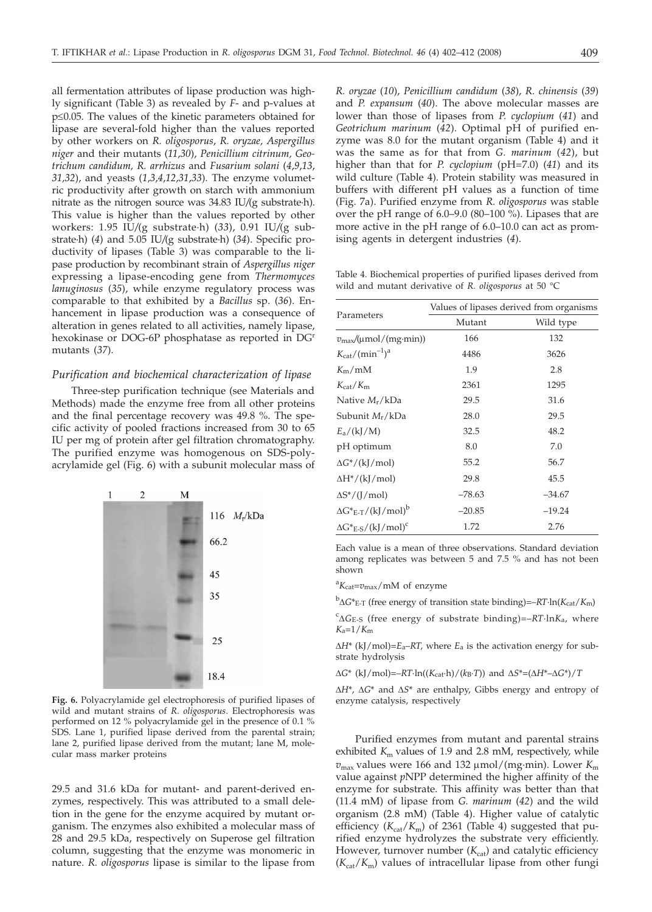all fermentation attributes of lipase production was highly significant (Table 3) as revealed by *F*- and p-values at p≤0.05. The values of the kinetic parameters obtained for lipase are several-fold higher than the values reported by other workers on *R. oligosporus*, *R. oryzae, Aspergillus niger* and their mutants (*11,30*), *Penicillium citrinum, Geotrichum candidum, R. arrhizus* and *Fusarium solani* (*4,9,13, 31,32*), and yeasts (*1,3,4,12,31,33*). The enzyme volumetric productivity after growth on starch with ammonium nitrate as the nitrogen source was 34.83 IU/(g substrate·h). This value is higher than the values reported by other workers: 1.95 IU/(g substrate·h) (*33*), 0.91 IU/(g substrate·h) (*4*) and 5.05 IU/(g substrate·h) (*34*). Specific productivity of lipases (Table 3) was comparable to the lipase production by recombinant strain of *Aspergillus niger* expressing a lipase-encoding gene from *Thermomyces lanuginosus* (*35*), while enzyme regulatory process was comparable to that exhibited by a *Bacillus* sp. (*36*). Enhancement in lipase production was a consequence of alteration in genes related to all activities, namely lipase, hexokinase or DOG-6P phosphatase as reported in $DG^r$ mutants (*37*).

### *Purification and biochemical characterization of lipase*

Three-step purification technique (see Materials and Methods) made the enzyme free from all other proteins and the final percentage recovery was 49.8 %. The specific activity of pooled fractions increased from 30 to 65 IU per mg of protein after gel filtration chromatography. The purified enzyme was homogenous on SDS-polyacrylamide gel (Fig. 6) with a subunit molecular mass of 29.5 and 31.6 kDa for mutant- and parent-derived enzymes, respectively. This was attributed to a small deletion in the gene for the enzyme acquired by mutant organism. The enzymes also exhibited a molecular mass of 28 and 29.5 kDa, respectively on Superose gel filtration column, suggesting that the enzyme was monomeric in nature. *R. oligosporus* lipase is similar to the lipase from *R. oryzae* (*10*), *Penicillium candidum* (*38*), *R. chinensis* (*39*) and *P. expansum* (*40*). The above molecular masses are lower than those of lipases from *P. cyclopium* (*41*) and *Geotrichum marinum* (*42*). Optimal pH of purified enzyme was 8.0 for the mutant organism (Table 4) and it was the same as for that from *G. marinum* (*42*), but higher than that for *P. cyclopium* (pH=7.0) (*41*) and its wild culture (Table 4). Protein stability was measured in buffers with different pH values as a function of time (Fig. 7a). Purified enzyme from *R. oligosporus* was stable over the pH range of 6.0–9.0 (80–100 %). Lipases that are more active in the pH range of 6.0–10.0 can act as promising agents in detergent industries (*4*).

**Fig. 6.** Polyacrylamide gel electrophoresis of purified lipases of wild and mutant strains of *R. oligosporus*. Electrophoresis was performed on 12 % polyacrylamide gel in the presence of 0.1 % SDS. Lane 1, purified lipase derived from the parental strain; lane 2, purified lipase derived from the mutant; lane M, molecular mass marker proteins

Table 4. Biochemical properties of purified lipases derived from wild and mutant derivative of *R. oligosporus* at 50 °C

| Parameters | Values of lipases derived from organisms | |
|---|---|---|
| | Mutant | Wild type |
| $v_{max}$/(μmol/(mg·min)) | 166 | 132 |
| $K_{cat}$/(min$^{-1}$)[a] | 4486 | 3626 |
| $K_m$/mM | 1.9 | 2.8 |
| $K_{cat}/K_m$ | 2361 | 1295 |
| Native $M_r$/kDa | 29.5 | 31.6 |
| Subunit $M_r$/kDa | 28.0 | 29.5 |
| $E_a$/(kJ/M) | 32.5 | 48.2 |
| pH optimum | 8.0 | 7.0 |
| $\Delta G^*$/(kJ/mol) | 55.2 | 56.7 |
| $\Delta H^*$/(kJ/mol) | 29.8 | 45.5 |
| $\Delta S^*$/(J/mol) | –78.63 | –34.67 |
| $\Delta G^*_{E\text{-}T}$/(kJ/mol)[b] | –20.85 | –19.24 |
| $\Delta G^*_{E\text{-}S}$/(kJ/mol)[c] | 1.72 | 2.76 |

Each value is a mean of three observations. Standard deviation among replicates was between 5 and 7.5 % and has not been shown

[a] $K_{cat}=v_{max}$/mM of enzyme

[b] $\Delta G^*_{E\text{-}T}$ (free energy of transition state binding)=$-RT\cdot\ln(K_{cat}/K_m)$

[c] $\Delta G_{E\text{-}S}$ (free energy of substrate binding)=$-RT\cdot\ln K_a$, where $K_a=1/K_m$

$\Delta H^*$ (kJ/mol)=$E_a-RT$, where $E_a$ is the activation energy for substrate hydrolysis

$\Delta G^*$ (kJ/mol)=$-RT\cdot\ln((K_{cat}\cdot h)/(k_B\cdot T))$ and $\Delta S^*=(\Delta H^*-\Delta G^*)/T$

$\Delta H^*$, $\Delta G^*$ and $\Delta S^*$ are enthalpy, Gibbs energy and entropy of enzyme catalysis, respectively

Purified enzymes from mutant and parental strains exhibited $K_m$ values of 1.9 and 2.8 mM, respectively, while $v_{max}$ values were 166 and 132 μmol/(mg·min). Lower $K_m$ value against *p*NPP determined the higher affinity of the enzyme for substrate. This affinity was better than that (11.4 mM) of lipase from *G. marinum* (*42*) and the wild organism (2.8 mM) (Table 4). Higher value of catalytic efficiency ($K_{cat}/K_m$) of 2361 (Table 4) suggested that purified enzyme hydrolyzes the substrate very efficiently. However, turnover number ($K_{cat}$) and catalytic efficiency ($K_{cat}/K_m$) values of intracellular lipase from other fungi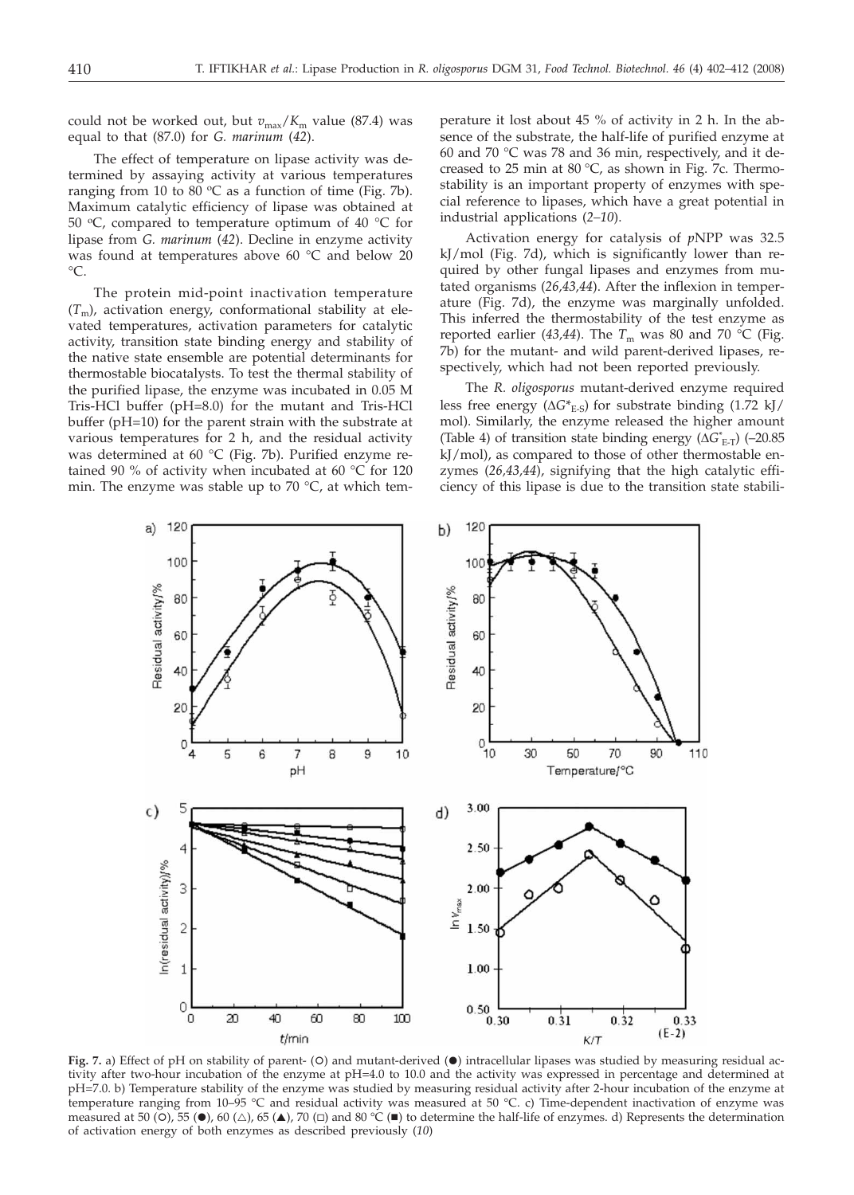could not be worked out, but $v_{max}/K_m$ value (87.4) was equal to that (87.0) for *G. marinum* (*42*).

The effect of temperature on lipase activity was determined by assaying activity at various temperatures ranging from 10 to 80 °C as a function of time (Fig. 7b). Maximum catalytic efficiency of lipase was obtained at 50 °C, compared to temperature optimum of 40 °C for lipase from *G. marinum* (*42*). Decline in enzyme activity was found at temperatures above 60 °C and below 20 °C.

The protein mid-point inactivation temperature ($T_m$), activation energy, conformational stability at elevated temperatures, activation parameters for catalytic activity, transition state binding energy and stability of the native state ensemble are potential determinants for thermostable biocatalysts. To test the thermal stability of the purified lipase, the enzyme was incubated in 0.05 M Tris-HCl buffer (pH=8.0) for the mutant and Tris-HCl buffer (pH=10) for the parent strain with the substrate at various temperatures for 2 h, and the residual activity was determined at 60 °C (Fig. 7b). Purified enzyme retained 90 % of activity when incubated at 60 °C for 120 min. The enzyme was stable up to 70 °C, at which temperature it lost about 45 % of activity in 2 h. In the absence of the substrate, the half-life of purified enzyme at 60 and 70 °C was 78 and 36 min, respectively, and it decreased to 25 min at 80 °C, as shown in Fig. 7c. Thermostability is an important property of enzymes with special reference to lipases, which have a great potential in industrial applications (*2–10*).

Activation energy for catalysis of *p*NPP was 32.5 kJ/mol (Fig. 7d), which is significantly lower than required by other fungal lipases and enzymes from mutated organisms (*26,43,44*). After the inflexion in temperature (Fig. 7d), the enzyme was marginally unfolded. This inferred the thermostability of the test enzyme as reported earlier (*43,44*). The $T_m$ was 80 and 70 °C (Fig. 7b) for the mutant- and wild parent-derived lipases, respectively, which had not been reported previously.

The *R. oligosporus* mutant-derived enzyme required less free energy ($\Delta G^*_{E\text{-}S}$) for substrate binding (1.72 kJ/mol). Similarly, the enzyme released the higher amount (Table 4) of transition state binding energy ($\Delta G^*_{E\text{-}T}$) (–20.85 kJ/mol), as compared to those of other thermostable enzymes (*26,43,44*), signifying that the high catalytic efficiency of this lipase is due to the transition state stabili-

**Fig. 7.** a) Effect of pH on stability of parent- (○) and mutant-derived (●) intracellular lipases was studied by measuring residual activity after two-hour incubation of the enzyme at pH=4.0 to 10.0 and the activity was expressed in percentage and determined at pH=7.0. b) Temperature stability of the enzyme was studied by measuring residual activity after 2-hour incubation of the enzyme at temperature ranging from 10–95 °C and residual activity was measured at 50 °C. c) Time-dependent inactivation of enzyme was measured at 50 (○), 55 (●), 60 (△), 65 (▲), 70 (□) and 80 °C (■) to determine the half-life of enzymes. d) Represents the determination of activation energy of both enzymes as described previously (*10*)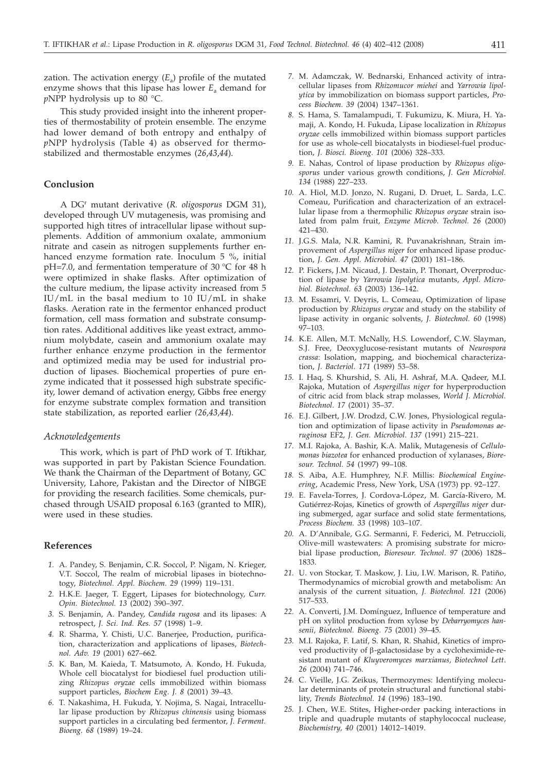zation. The activation energy ($E_a$) profile of the mutated enzyme shows that this lipase has lower $E_a$ demand for *p*NPP hydrolysis up to 80 °C.

This study provided insight into the inherent properties of thermostability of protein ensemble. The enzyme had lower demand of both entropy and enthalpy of *p*NPP hydrolysis (Table 4) as observed for thermostabilized and thermostable enzymes (*26,43,44*).

## Conclusion

A DG$^r$ mutant derivative (*R. oligosporus* DGM 31), developed through UV mutagenesis, was promising and supported high titres of intracellular lipase without supplements. Addition of ammonium oxalate, ammonium nitrate and casein as nitrogen supplements further enhanced enzyme formation rate. Inoculum 5 %, initial pH=7.0, and fermentation temperature of 30 °C for 48 h were optimized in shake flasks. After optimization of the culture medium, the lipase activity increased from 5 IU/mL in the basal medium to 10 IU/mL in shake flasks. Aeration rate in the fermentor enhanced product formation, cell mass formation and substrate consumption rates. Additional additives like yeast extract, ammonium molybdate, casein and ammonium oxalate may further enhance enzyme production in the fermentor and optimized media may be used for industrial production of lipases. Biochemical properties of pure enzyme indicated that it possessed high substrate specificity, lower demand of activation energy, Gibbs free energy for enzyme substrate complex formation and transition state stabilization, as reported earlier *(26,43,44*).

### *Acknowledgements*

This work, which is part of PhD work of T. Iftikhar, was supported in part by Pakistan Science Foundation. We thank the Chairman of the Department of Botany, GC University, Lahore, Pakistan and the Director of NIBGE for providing the research facilities. Some chemicals, purchased through USAID proposal 6.163 (granted to MIR), were used in these studies.

## References

1. A. Pandey, S. Benjamin, C.R. Soccol, P. Nigam, N. Krieger, V.T. Soccol, The realm of microbial lipases in biotechnotogy, *Biotechnol. Appl. Biochem. 29* (1999) 119–131.
2. H.K.E. Jaeger, T. Eggert, Lipases for biotechnology, *Curr. Opin. Biotechnol. 13* (2002) 390–397.
3. S. Benjamin, A. Pandey, *Candida rugosa* and its lipases: A retrospect, *J. Sci. Ind. Res. 57* (1998) 1–9.
4. R. Sharma, Y. Chisti, U.C. Banerjee, Production, purification, characterization and applications of lipases, *Biotechnol. Adv. 19* (2001) 627–662.
5. K. Ban, M. Kaieda, T. Matsumoto, A. Kondo, H. Fukuda, Whole cell biocatalyst for biodiesel fuel production utilizing *Rhizopus oryzae* cells immobilized within biomass support particles, *Biochem Eng. J. 8* (2001) 39–43.
6. T. Nakashima, H. Fukuda, Y. Nojima, S. Nagai, Intracellular lipase production by *Rhizopus chinensis* using biomass support particles in a circulating bed fermentor, *J. Ferment. Bioeng. 68* (1989) 19–24.
7. M. Adamczak, W. Bednarski, Enhanced activity of intracellular lipases from *Rhizomucor miehei* and *Yarrowia lipolytica* by immobilization on biomass support particles, *Process Biochem. 39* (2004) 1347–1361.
8. S. Hama, S. Tamalampudi, T. Fukumizu, K. Miura, H. Yamaji, A. Kondo, H. Fukuda, Lipase localization in *Rhizopus oryzae* cells immobilized within biomass support particles for use as whole-cell biocatalysts in biodiesel-fuel production, *J. Biosci. Bioeng. 101* (2006) 328–333.
9. E. Nahas, Control of lipase production by *Rhizopus oligosporus* under various growth conditions, *J. Gen Microbiol. 134* (1988) 227–233.
10. A. Hiol, M.D. Jonzo, N. Rugani, D. Druet, L. Sarda, L.C. Comeau, Purification and characterization of an extracellular lipase from a thermophilic *Rhizopus oryzae* strain isolated from palm fruit, *Enzyme Microb. Technol. 26* (2000) 421–430.
11. J.G.S. Mala, N.R. Kamini, R. Puvanakrishnan, Strain improvement of *Aspergillus niger* for enhanced lipase production, *J. Gen. Appl. Microbiol. 47* (2001) 181–186.
12. P. Fickers, J.M. Nicaud, J. Destain, P. Thonart, Overproduction of lipase by *Yarrowia lipolytica* mutants, *Appl. Microbiol. Biotechnol. 63* (2003) 136–142.
13. M. Essamri, V. Deyris, L. Comeau, Optimization of lipase production by *Rhizopus oryzae* and study on the stability of lipase activity in organic solvents, *J. Biotechnol. 60* (1998) 97–103.
14. K.E. Allen, M.T. McNally, H.S. Lowendorf, C.W. Slayman, S.J. Free, Deoxyglucose-resistant mutants of *Neurospora crassa*: Isolation, mapping, and biochemical characterization, *J. Bacteriol. 171* (1989) 53–58.
15. I. Haq, S. Khurshid, S. Ali, H. Ashraf, M.A. Qadeer, M.I. Rajoka, Mutation of *Aspergillus niger* for hyperproduction of citric acid from black strap molasses, *World J. Microbiol. Biotechnol. 17* (2001) 35–37.
16. E.J. Gilbert, J.W. Drodzd, C.W. Jones, Physiological regulation and optimization of lipase activity in *Pseudomonas aeruginosa* EF2, *J. Gen. Microbiol. 137* (1991) 215–221.
17. M.I. Rajoka, A. Bashir, K.A. Malik, Mutagenesis of *Cellulomonas biazotea* for enhanced production of xylanases, *Bioresour. Technol. 54* (1997) 99–108.
18. S. Aiba, A.E. Humphrey, N.F. Millis: *Biochemical Engineering*, Academic Press, New York, USA (1973) pp. 92–127.
19. E. Favela-Torres, J. Cordova-López, M. García-Rivero, M. Gutiérrez-Rojas, Kinetics of growth of *Aspergillus niger* during submerged, agar surface and solid state fermentations, *Process Biochem. 33* (1998) 103–107.
20. A. D'Annibale, G.G. Sermanni, F. Federici, M. Petruccioli, Olive-mill wastewaters: A promising substrate for microbial lipase production, *Bioresour. Technol. 97* (2006) 1828–1833.
21. U. von Stockar, T. Maskow, J. Liu, I.W. Marison, R. Patiño, Thermodynamics of microbial growth and metabolism: An analysis of the current situation, *J. Biotechnol. 121* (2006) 517–533.
22. A. Converti, J.M. Domínguez, Influence of temperature and pH on xylitol production from xylose by *Debarryomyces hansenii*, *Biotechnol. Bioeng. 75* (2001) 39–45.
23. M.I. Rajoka, F. Latif, S. Khan, R. Shahid, Kinetics of improved productivity of β-galactosidase by a cycloheximide-resistant mutant of *Kluyveromyces marxianus*, *Biotechnol Lett. 26* (2004) 741–746.
24. C. Vieille, J.G. Zeikus, Thermozymes: Identifying molecular determinants of protein structural and functional stability, *Trends Biotechnol. 14* (1996) 183–190.
25. J. Chen, W.E. Stites, Higher-order packing interactions in triple and quadruple mutants of staphylococcal nuclease, *Biochemistry, 40* (2001) 14012–14019.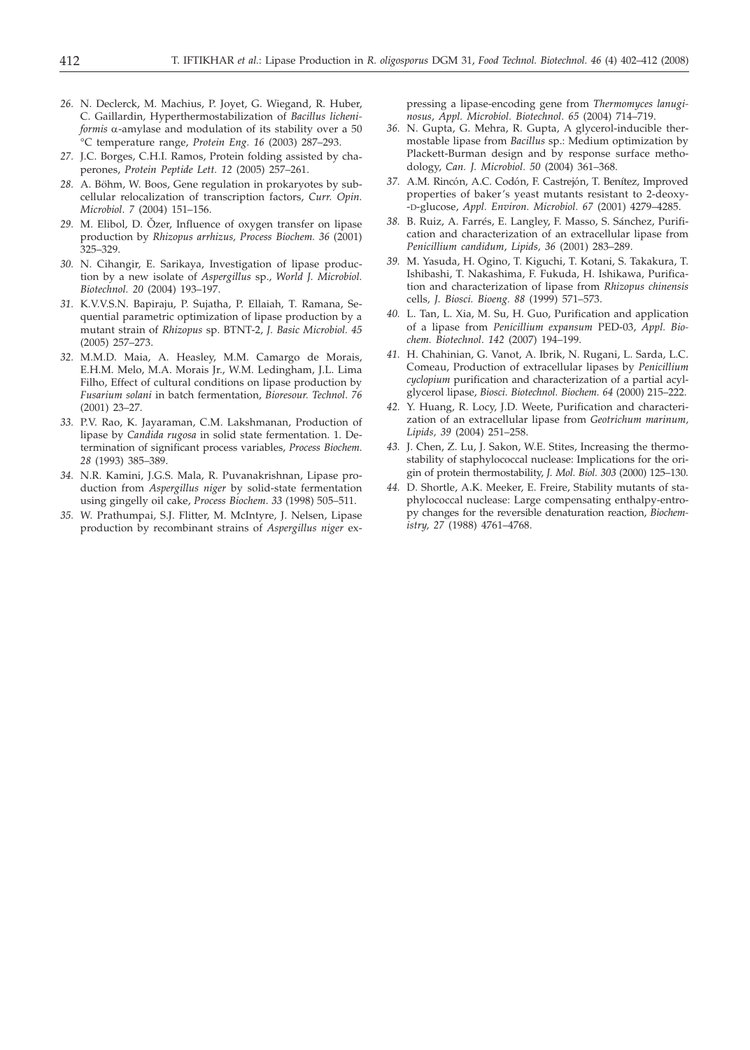*26.* N. Declerck, M. Machius, P. Joyet, G. Wiegand, R. Huber, C. Gaillardin, Hyperthermostabilization of *Bacillus licheniformis* α-amylase and modulation of its stability over a 50 °C temperature range, *Protein Eng. 16* (2003) 287–293.

*27.* J.C. Borges, C.H.I. Ramos, Protein folding assisted by chaperones, *Protein Peptide Lett. 12* (2005) 257–261.

*28.* A. Böhm, W. Boos, Gene regulation in prokaryotes by subcellular relocalization of transcription factors, *Curr. Opin. Microbiol. 7* (2004) 151–156.

*29.* M. Elibol, D. Özer, Influence of oxygen transfer on lipase production by *Rhizopus arrhizus*, *Process Biochem. 36* (2001) 325–329.

*30.* N. Cihangir, E. Sarikaya, Investigation of lipase production by a new isolate of *Aspergillus* sp., *World J. Microbiol. Biotechnol. 20* (2004) 193–197.

*31.* K.V.V.S.N. Bapiraju, P. Sujatha, P. Ellaiah, T. Ramana, Sequential parametric optimization of lipase production by a mutant strain of *Rhizopus* sp. BTNT-2, *J. Basic Microbiol. 45* (2005) 257–273.

*32.* M.M.D. Maia, A. Heasley, M.M. Camargo de Morais, E.H.M. Melo, M.A. Morais Jr., W.M. Ledingham, J.L. Lima Filho, Effect of cultural conditions on lipase production by *Fusarium solani* in batch fermentation, *Bioresour. Technol. 76* (2001) 23–27.

*33.* P.V. Rao, K. Jayaraman, C.M. Lakshmanan, Production of lipase by *Candida rugosa* in solid state fermentation. 1. Determination of significant process variables, *Process Biochem. 28* (1993) 385–389.

*34.* N.R. Kamini, J.G.S. Mala, R. Puvanakrishnan, Lipase production from *Aspergillus niger* by solid-state fermentation using gingelly oil cake, *Process Biochem. 33* (1998) 505–511.

*35.* W. Prathumpai, S.J. Flitter, M. McIntyre, J. Nelsen, Lipase production by recombinant strains of *Aspergillus niger* expressing a lipase-encoding gene from *Thermomyces lanuginosus*, *Appl. Microbiol. Biotechnol. 65* (2004) 714–719.

*36.* N. Gupta, G. Mehra, R. Gupta, A glycerol-inducible thermostable lipase from *Bacillus* sp.: Medium optimization by Plackett-Burman design and by response surface methodology, *Can. J. Microbiol. 50* (2004) 361–368.

*37.* A.M. Rincón, A.C. Codón, F. Castrejón, T. Benítez, Improved properties of baker's yeast mutants resistant to 2-deoxy-D-glucose, *Appl. Environ. Microbiol. 67* (2001) 4279–4285.

*38.* B. Ruiz, A. Farrés, E. Langley, F. Masso, S. Sánchez, Purification and characterization of an extracellular lipase from *Penicillium candidum*, *Lipids, 36* (2001) 283–289.

*39.* M. Yasuda, H. Ogino, T. Kiguchi, T. Kotani, S. Takakura, T. Ishibashi, T. Nakashima, F. Fukuda, H. Ishikawa, Purification and characterization of lipase from *Rhizopus chinensis* cells, *J. Biosci. Bioeng. 88* (1999) 571–573.

*40.* L. Tan, L. Xia, M. Su, H. Guo, Purification and application of a lipase from *Penicillium expansum* PED-03, *Appl. Biochem. Biotechnol. 142* (2007) 194–199.

*41.* H. Chahinian, G. Vanot, A. Ibrik, N. Rugani, L. Sarda, L.C. Comeau, Production of extracellular lipases by *Penicillium cyclopium* purification and characterization of a partial acylglycerol lipase, *Biosci. Biotechnol. Biochem. 64* (2000) 215–222.

*42.* Y. Huang, R. Locy, J.D. Weete, Purification and characterization of an extracellular lipase from *Geotrichum marinum*, *Lipids, 39* (2004) 251–258.

*43.* J. Chen, Z. Lu, J. Sakon, W.E. Stites, Increasing the thermostability of staphylococcal nuclease: Implications for the origin of protein thermostability, *J. Mol. Biol. 303* (2000) 125–130.

*44.* D. Shortle, A.K. Meeker, E. Freire, Stability mutants of staphylococcal nuclease: Large compensating enthalpy-entropy changes for the reversible denaturation reaction, *Biochemistry, 27* (1988) 4761–4768.